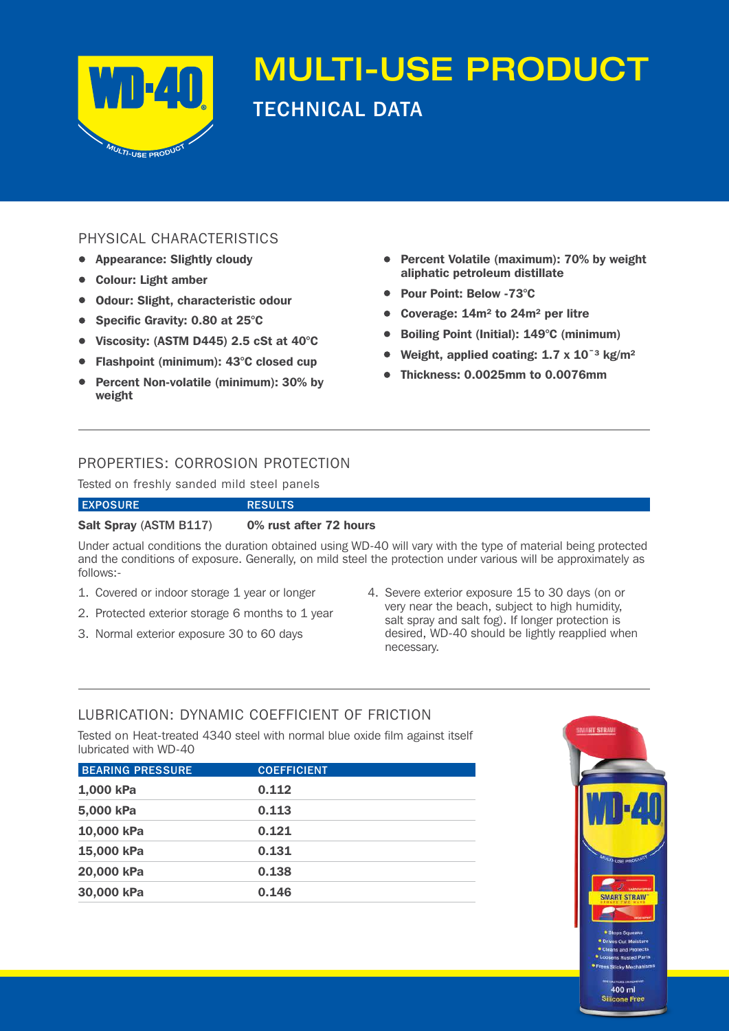# MULTI-USE PRODUCT

## TECHNICAL DATA

### PHYSICAL CHARACTERISTICS

- **Appearance: Slightly cloudy**
- **Colour: Light amber**
- **Odour: Slight, characteristic odour**
- **Specific Gravity: 0.80 at 25°C**
- **Viscosity: (ASTM D445) 2.5 cSt at 40°C**
- **Flashpoint (minimum): 43°C closed cup**
- **Percent Non-volatile (minimum): 30% by weight**
- **Percent Volatile (maximum): 70% by weight aliphatic petroleum distillate**
- **Pour Point: Below -73°C**
- **Coverage: 14m² to 24m² per litre**
- **Boiling Point (Initial): 149°C (minimum)**
- **Weight, applied coating: 1.7 x $10^{-3}$ kg/m²**
- **Thickness: 0.0025mm to 0.0076mm**

### PROPERTIES: CORROSION PROTECTION

Tested on freshly sanded mild steel panels

| EXPOSURE | RESULTS |
|---|---|
| **Salt Spray** (ASTM B117) | **0% rust after 72 hours** |

Under actual conditions the duration obtained using WD-40 will vary with the type of material being protected and the conditions of exposure. Generally, on mild steel the protection under various will be approximately as follows:-

1. Covered or indoor storage 1 year or longer
2. Protected exterior storage 6 months to 1 year
3. Normal exterior exposure 30 to 60 days
4. Severe exterior exposure 15 to 30 days (on or very near the beach, subject to high humidity, salt spray and salt fog). If longer protection is desired, WD-40 should be lightly reapplied when necessary.

### LUBRICATION: DYNAMIC COEFFICIENT OF FRICTION

Tested on Heat-treated 4340 steel with normal blue oxide film against itself lubricated with WD-40

| BEARING PRESSURE | COEFFICIENT |
|---|---|
| **1,000 kPa** | **0.112** |
| **5,000 kPa** | **0.113** |
| **10,000 kPa** | **0.121** |
| **15,000 kPa** | **0.131** |
| **20,000 kPa** | **0.138** |
| **30,000 kPa** | **0.146** |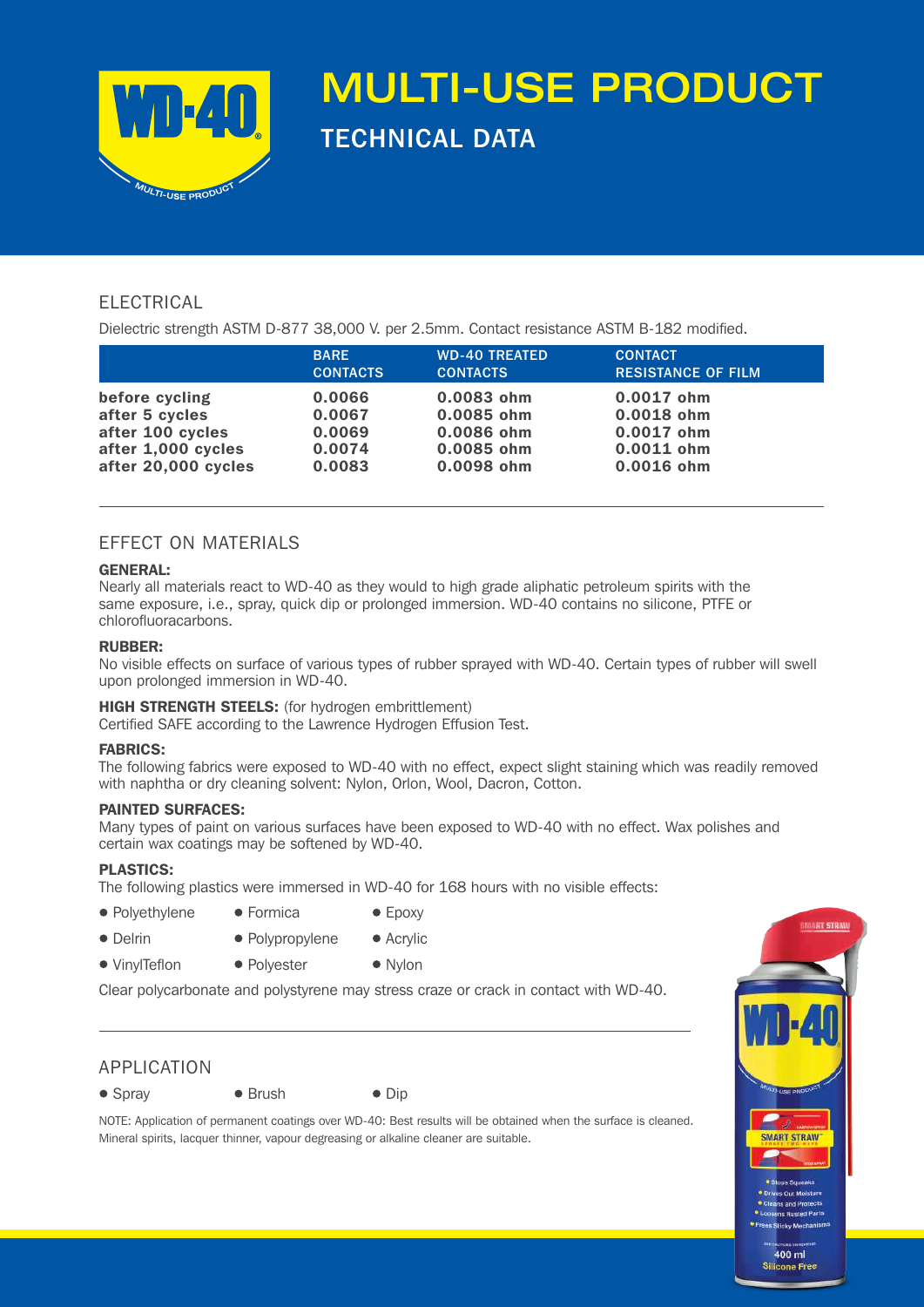# MULTI-USE PRODUCT

## TECHNICAL DATA

### ELECTRICAL

Dielectric strength ASTM D-877 38,000 V. per 2.5mm. Contact resistance ASTM B-182 modified.

| | BARE CONTACTS | WD-40 TREATED CONTACTS | CONTACT RESISTANCE OF FILM |
|---|---|---|---|
| **before cycling** | **0.0066** | **0.0083 ohm** | **0.0017 ohm** |
| **after 5 cycles** | **0.0067** | **0.0085 ohm** | **0.0018 ohm** |
| **after 100 cycles** | **0.0069** | **0.0086 ohm** | **0.0017 ohm** |
| **after 1,000 cycles** | **0.0074** | **0.0085 ohm** | **0.0011 ohm** |
| **after 20,000 cycles** | **0.0083** | **0.0098 ohm** | **0.0016 ohm** |

### EFFECT ON MATERIALS

**GENERAL:**
Nearly all materials react to WD-40 as they would to high grade aliphatic petroleum spirits with the same exposure, i.e., spray, quick dip or prolonged immersion. WD-40 contains no silicone, PTFE or chlorofluoracarbons.

**RUBBER:**
No visible effects on surface of various types of rubber sprayed with WD-40. Certain types of rubber will swell upon prolonged immersion in WD-40.

**HIGH STRENGTH STEELS:** (for hydrogen embrittlement)
Certified SAFE according to the Lawrence Hydrogen Effusion Test.

**FABRICS:**
The following fabrics were exposed to WD-40 with no effect, expect slight staining which was readily removed with naphtha or dry cleaning solvent: Nylon, Orlon, Wool, Dacron, Cotton.

**PAINTED SURFACES:**
Many types of paint on various surfaces have been exposed to WD-40 with no effect. Wax polishes and certain wax coatings may be softened by WD-40.

**PLASTICS:**
The following plastics were immersed in WD-40 for 168 hours with no visible effects:

- Polyethylene
- Formica
- Epoxy
- Delrin
- Polypropylene
- Acrylic
- VinylTeflon
- Polyester
- Nylon

Clear polycarbonate and polystyrene may stress craze or crack in contact with WD-40.

### APPLICATION

- Spray
- Brush
- Dip

NOTE: Application of permanent coatings over WD-40: Best results will be obtained when the surface is cleaned. Mineral spirits, lacquer thinner, vapour degreasing or alkaline cleaner are suitable.